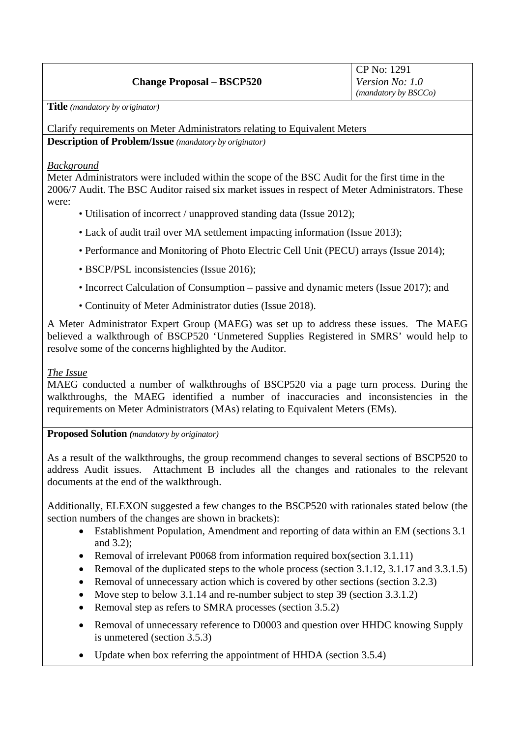| Change Proposal – BSCP520 | CP No: 1291<br>*Version No: 1.0*<br>*(mandatory by BSCCo)* |
|---|---|

**Title** *(mandatory by originator)*

Clarify requirements on Meter Administrators relating to Equivalent Meters

**Description of Problem/Issue** *(mandatory by originator)*

*Background*

Meter Administrators were included within the scope of the BSC Audit for the first time in the 2006/7 Audit. The BSC Auditor raised six market issues in respect of Meter Administrators. These were:

- Utilisation of incorrect / unapproved standing data (Issue 2012);
- Lack of audit trail over MA settlement impacting information (Issue 2013);
- Performance and Monitoring of Photo Electric Cell Unit (PECU) arrays (Issue 2014);
- BSCP/PSL inconsistencies (Issue 2016);
- Incorrect Calculation of Consumption – passive and dynamic meters (Issue 2017); and
- Continuity of Meter Administrator duties (Issue 2018).

A Meter Administrator Expert Group (MAEG) was set up to address these issues. The MAEG believed a walkthrough of BSCP520 'Unmetered Supplies Registered in SMRS' would help to resolve some of the concerns highlighted by the Auditor.

*The Issue*

MAEG conducted a number of walkthroughs of BSCP520 via a page turn process. During the walkthroughs, the MAEG identified a number of inaccuracies and inconsistencies in the requirements on Meter Administrators (MAs) relating to Equivalent Meters (EMs).

**Proposed Solution** *(mandatory by originator)*

As a result of the walkthroughs, the group recommend changes to several sections of BSCP520 to address Audit issues. Attachment B includes all the changes and rationales to the relevant documents at the end of the walkthrough.

Additionally, ELEXON suggested a few changes to the BSCP520 with rationales stated below (the section numbers of the changes are shown in brackets):

- Establishment Population, Amendment and reporting of data within an EM (sections 3.1 and 3.2);
- Removal of irrelevant P0068 from information required box(section 3.1.11)
- Removal of the duplicated steps to the whole process (section 3.1.12, 3.1.17 and 3.3.1.5)
- Removal of unnecessary action which is covered by other sections (section 3.2.3)
- Move step to below 3.1.14 and re-number subject to step 39 (section 3.3.1.2)
- Removal step as refers to SMRA processes (section 3.5.2)
- Removal of unnecessary reference to D0003 and question over HHDC knowing Supply is unmetered (section 3.5.3)
- Update when box referring the appointment of HHDA (section 3.5.4)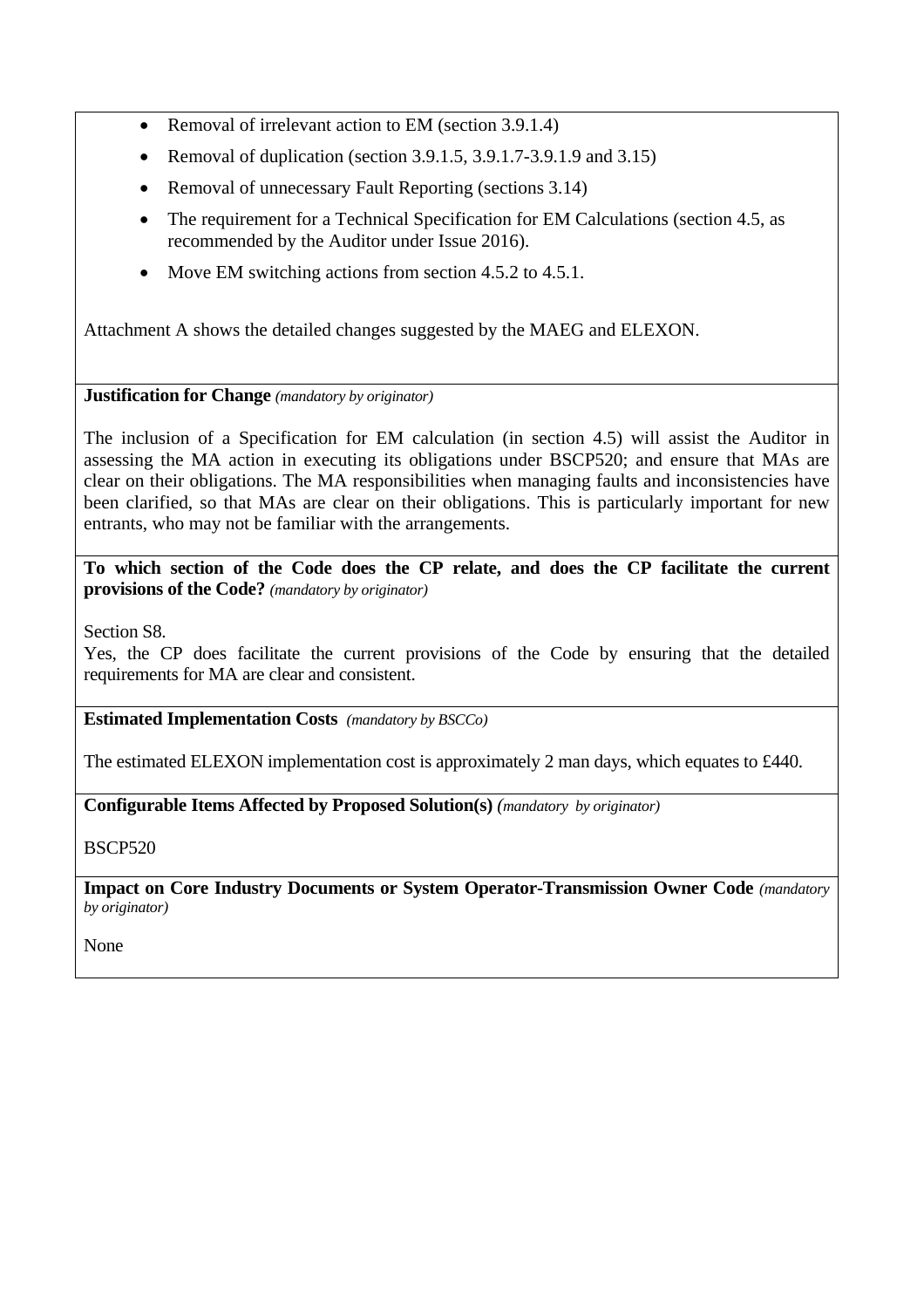- Removal of irrelevant action to EM (section 3.9.1.4)
- Removal of duplication (section 3.9.1.5, 3.9.1.7-3.9.1.9 and 3.15)
- Removal of unnecessary Fault Reporting (sections 3.14)
- The requirement for a Technical Specification for EM Calculations (section 4.5, as recommended by the Auditor under Issue 2016).
- Move EM switching actions from section 4.5.2 to 4.5.1.

Attachment A shows the detailed changes suggested by the MAEG and ELEXON.

**Justification for Change** *(mandatory by originator)*

The inclusion of a Specification for EM calculation (in section 4.5) will assist the Auditor in assessing the MA action in executing its obligations under BSCP520; and ensure that MAs are clear on their obligations. The MA responsibilities when managing faults and inconsistencies have been clarified, so that MAs are clear on their obligations. This is particularly important for new entrants, who may not be familiar with the arrangements.

**To which section of the Code does the CP relate, and does the CP facilitate the current provisions of the Code?** *(mandatory by originator)*

Section S8.
Yes, the CP does facilitate the current provisions of the Code by ensuring that the detailed requirements for MA are clear and consistent.

**Estimated Implementation Costs** *(mandatory by BSCCo)*

The estimated ELEXON implementation cost is approximately 2 man days, which equates to £440.

**Configurable Items Affected by Proposed Solution(s)** *(mandatory by originator)*

BSCP520

**Impact on Core Industry Documents or System Operator-Transmission Owner Code** *(mandatory by originator)*

None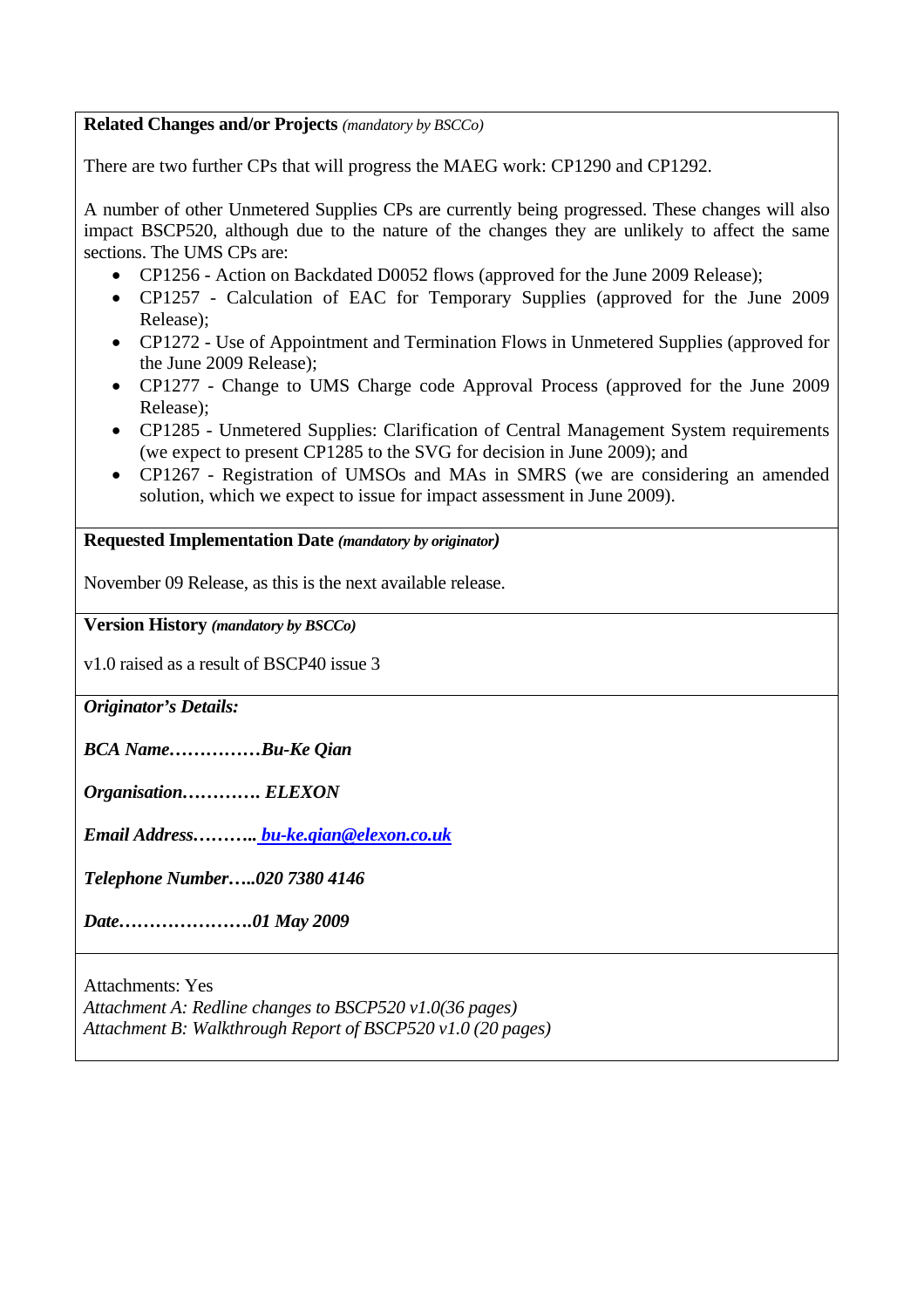**Related Changes and/or Projects** *(mandatory by BSCCo)*

There are two further CPs that will progress the MAEG work: CP1290 and CP1292.

A number of other Unmetered Supplies CPs are currently being progressed. These changes will also impact BSCP520, although due to the nature of the changes they are unlikely to affect the same sections. The UMS CPs are:

- CP1256 - Action on Backdated D0052 flows (approved for the June 2009 Release);
- CP1257 - Calculation of EAC for Temporary Supplies (approved for the June 2009 Release);
- CP1272 - Use of Appointment and Termination Flows in Unmetered Supplies (approved for the June 2009 Release);
- CP1277 - Change to UMS Charge code Approval Process (approved for the June 2009 Release);
- CP1285 - Unmetered Supplies: Clarification of Central Management System requirements (we expect to present CP1285 to the SVG for decision in June 2009); and
- CP1267 - Registration of UMSOs and MAs in SMRS (we are considering an amended solution, which we expect to issue for impact assessment in June 2009).

**Requested Implementation Date** ***(mandatory by originator)***

November 09 Release, as this is the next available release.

**Version History** ***(mandatory by BSCCo)***

v1.0 raised as a result of BSCP40 issue 3

***Originator's Details:***

***BCA Name……………Bu-Ke Qian***

***Organisation…………. ELEXON***

***Email Address……….. bu-ke.qian@elexon.co.uk***

***Telephone Number…..020 7380 4146***

***Date………………….01 May 2009***

Attachments: Yes
*Attachment A: Redline changes to BSCP520 v1.0(36 pages)*
*Attachment B: Walkthrough Report of BSCP520 v1.0 (20 pages)*